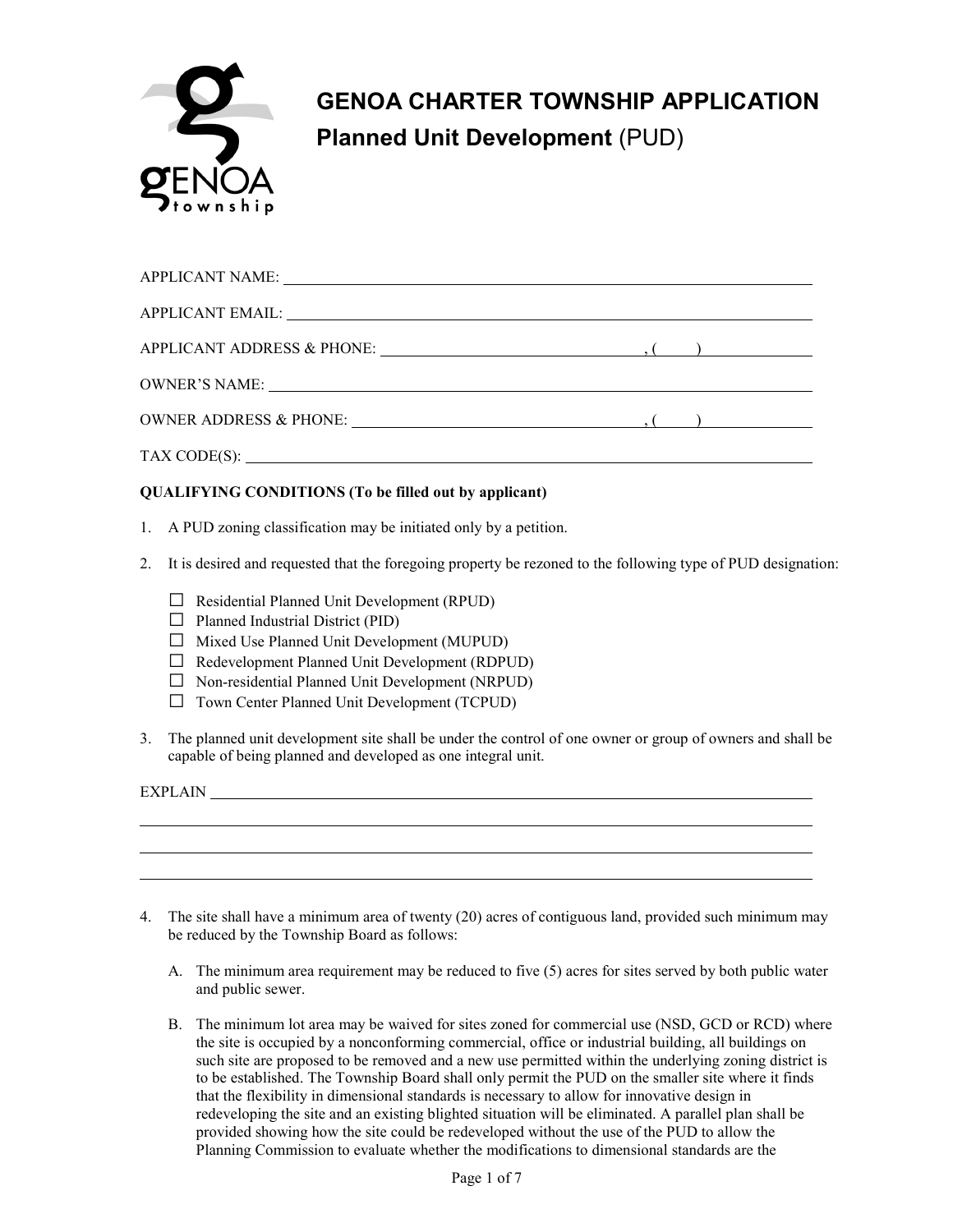# GENOA CHARTER TOWNSHIP APPLICATION

## Planned Unit Development (PUD)

APPLICANT NAME: ______________________________________________

APPLICANT EMAIL: ______________________________________________

APPLICANT ADDRESS & PHONE: ______________________________, ( ) ____________

OWNER'S NAME: ______________________________________________

OWNER ADDRESS & PHONE: ______________________________, ( ) ____________

TAX CODE(S): ______________________________________________

**QUALIFYING CONDITIONS (To be filled out by applicant)**

1. A PUD zoning classification may be initiated only by a petition.

2. It is desired and requested that the foregoing property be rezoned to the following type of PUD designation:

   - ☐ Residential Planned Unit Development (RPUD)
   - ☐ Planned Industrial District (PID)
   - ☐ Mixed Use Planned Unit Development (MUPUD)
   - ☐ Redevelopment Planned Unit Development (RDPUD)
   - ☐ Non-residential Planned Unit Development (NRPUD)
   - ☐ Town Center Planned Unit Development (TCPUD)

3. The planned unit development site shall be under the control of one owner or group of owners and shall be capable of being planned and developed as one integral unit.

EXPLAIN ______________________________________________

______________________________________________

______________________________________________

______________________________________________

4. The site shall have a minimum area of twenty (20) acres of contiguous land, provided such minimum may be reduced by the Township Board as follows:

   A. The minimum area requirement may be reduced to five (5) acres for sites served by both public water and public sewer.

   B. The minimum lot area may be waived for sites zoned for commercial use (NSD, GCD or RCD) where the site is occupied by a nonconforming commercial, office or industrial building, all buildings on such site are proposed to be removed and a new use permitted within the underlying zoning district is to be established. The Township Board shall only permit the PUD on the smaller site where it finds that the flexibility in dimensional standards is necessary to allow for innovative design in redeveloping the site and an existing blighted situation will be eliminated. A parallel plan shall be provided showing how the site could be redeveloped without the use of the PUD to allow the Planning Commission to evaluate whether the modifications to dimensional standards are the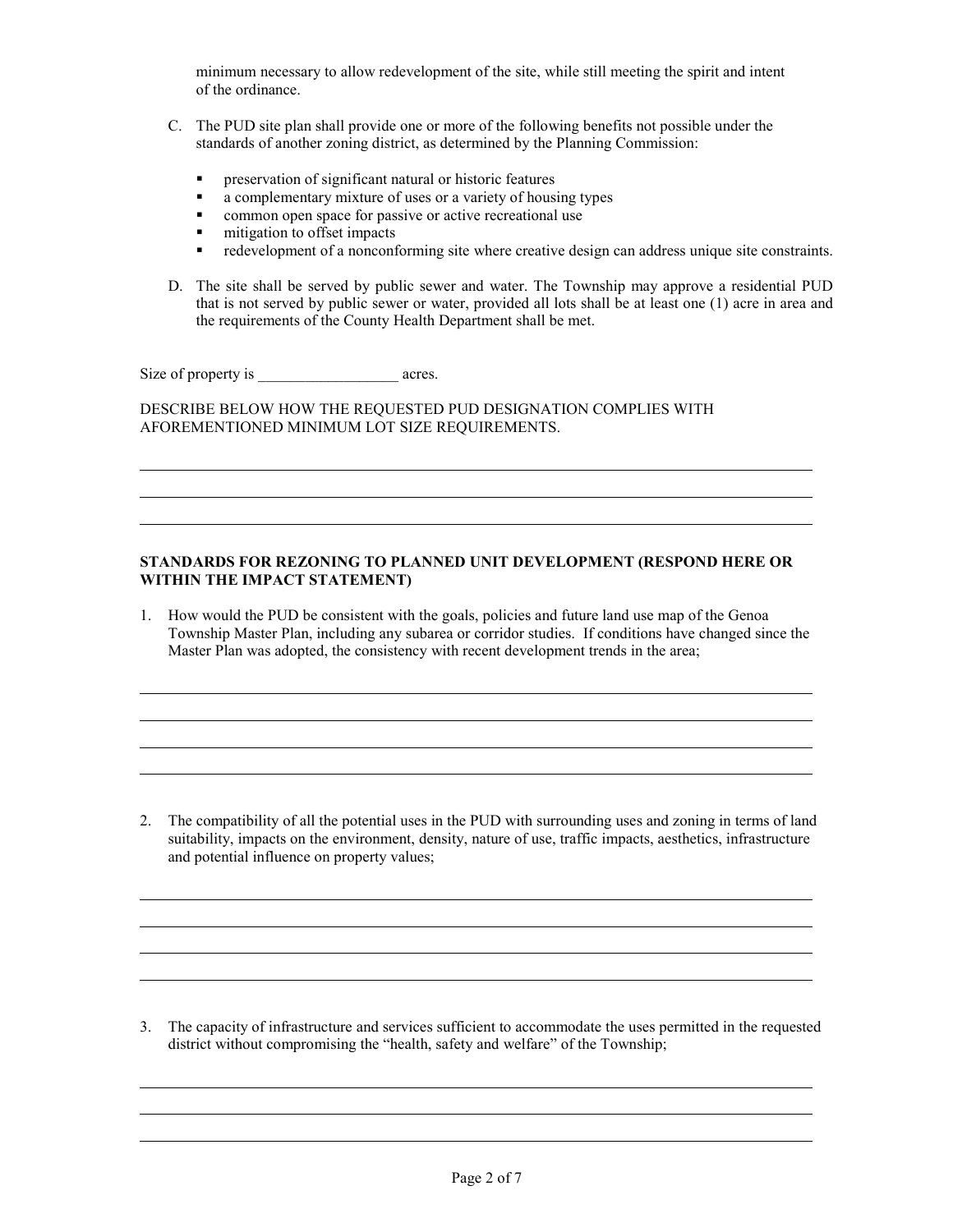minimum necessary to allow redevelopment of the site, while still meeting the spirit and intent of the ordinance.

C. The PUD site plan shall provide one or more of the following benefits not possible under the standards of another zoning district, as determined by the Planning Commission:

   - preservation of significant natural or historic features
   - a complementary mixture of uses or a variety of housing types
   - common open space for passive or active recreational use
   - mitigation to offset impacts
   - redevelopment of a nonconforming site where creative design can address unique site constraints.

D. The site shall be served by public sewer and water. The Township may approve a residential PUD that is not served by public sewer or water, provided all lots shall be at least one (1) acre in area and the requirements of the County Health Department shall be met.

Size of property is __________________ acres.

DESCRIBE BELOW HOW THE REQUESTED PUD DESIGNATION COMPLIES WITH AFOREMENTIONED MINIMUM LOT SIZE REQUIREMENTS.

______________________________________________________________________________

______________________________________________________________________________

______________________________________________________________________________

**STANDARDS FOR REZONING TO PLANNED UNIT DEVELOPMENT (RESPOND HERE OR WITHIN THE IMPACT STATEMENT)**

1. How would the PUD be consistent with the goals, policies and future land use map of the Genoa Township Master Plan, including any subarea or corridor studies. If conditions have changed since the Master Plan was adopted, the consistency with recent development trends in the area;

______________________________________________________________________________

______________________________________________________________________________

______________________________________________________________________________

______________________________________________________________________________

2. The compatibility of all the potential uses in the PUD with surrounding uses and zoning in terms of land suitability, impacts on the environment, density, nature of use, traffic impacts, aesthetics, infrastructure and potential influence on property values;

______________________________________________________________________________

______________________________________________________________________________

______________________________________________________________________________

______________________________________________________________________________

3. The capacity of infrastructure and services sufficient to accommodate the uses permitted in the requested district without compromising the "health, safety and welfare" of the Township;

______________________________________________________________________________

______________________________________________________________________________

______________________________________________________________________________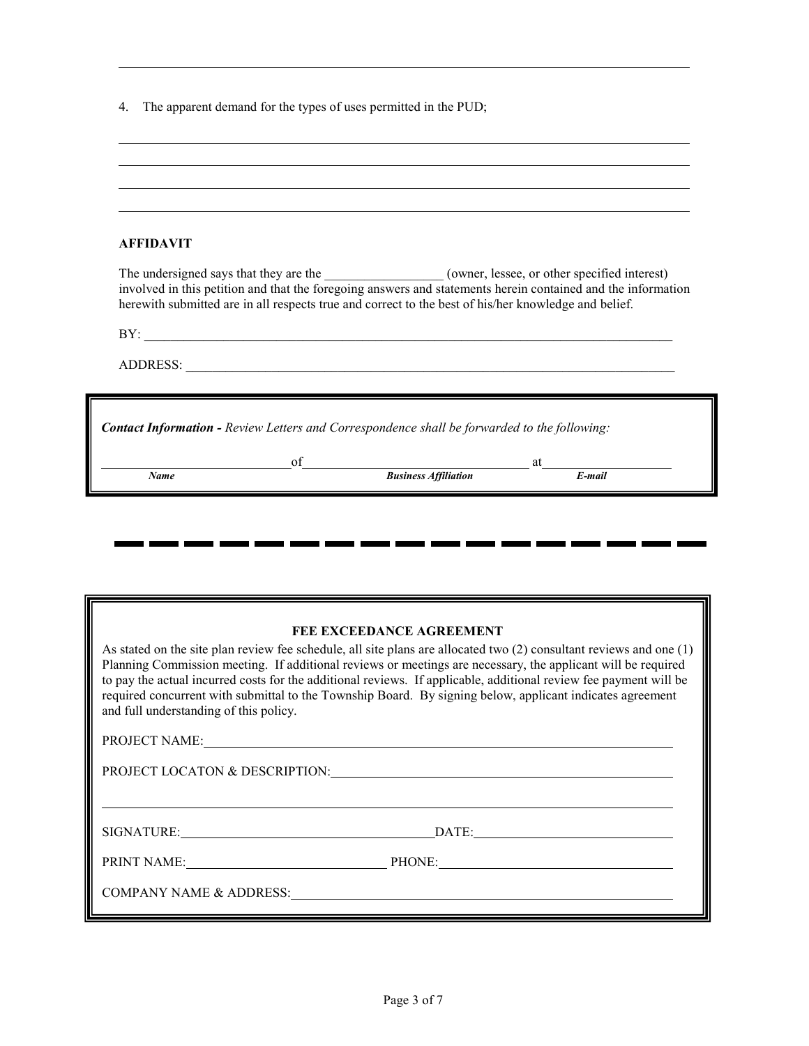4. The apparent demand for the types of uses permitted in the PUD;

**AFFIDAVIT**

The undersigned says that they are the __________________ (owner, lessee, or other specified interest) involved in this petition and that the foregoing answers and statements herein contained and the information herewith submitted are in all respects true and correct to the best of his/her knowledge and belief.

BY: ________________________________________________________________________________

ADDRESS: ___________________________________________________________________________

***Contact Information -*** *Review Letters and Correspondence shall be forwarded to the following:*

____________________________ of ________________________________ at ____________________

***Name*** ***Business Affiliation*** ***E-mail***

**FEE EXCEEDANCE AGREEMENT**

As stated on the site plan review fee schedule, all site plans are allocated two (2) consultant reviews and one (1) Planning Commission meeting. If additional reviews or meetings are necessary, the applicant will be required to pay the actual incurred costs for the additional reviews. If applicable, additional review fee payment will be required concurrent with submittal to the Township Board. By signing below, applicant indicates agreement and full understanding of this policy.

PROJECT NAME: ______________________________________________________________________

PROJECT LOCATON & DESCRIPTION: ____________________________________________________

SIGNATURE: ______________________________ DATE: ______________________________

PRINT NAME: ______________________________ PHONE: ______________________________

COMPANY NAME & ADDRESS: _________________________________________________________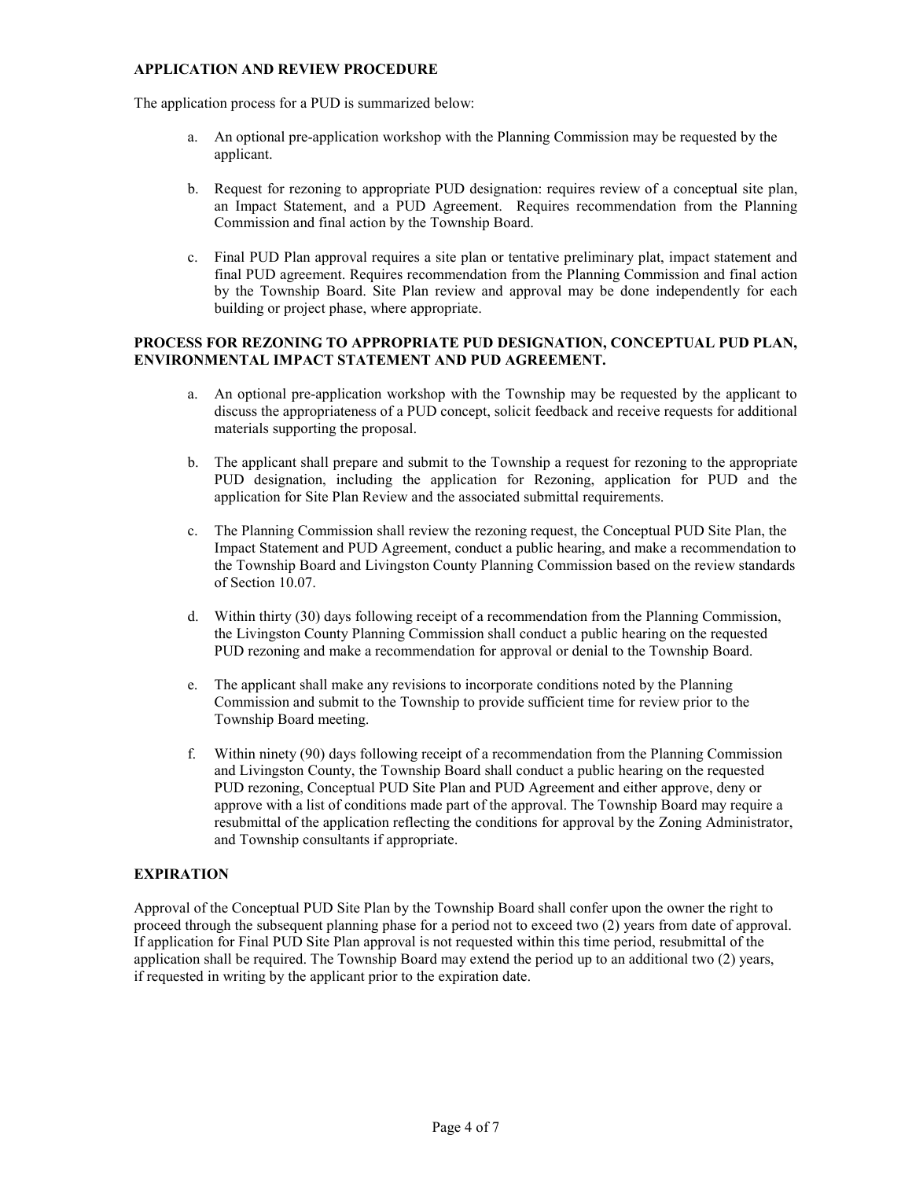## APPLICATION AND REVIEW PROCEDURE

The application process for a PUD is summarized below:

a. An optional pre-application workshop with the Planning Commission may be requested by the applicant.

b. Request for rezoning to appropriate PUD designation: requires review of a conceptual site plan, an Impact Statement, and a PUD Agreement. Requires recommendation from the Planning Commission and final action by the Township Board.

c. Final PUD Plan approval requires a site plan or tentative preliminary plat, impact statement and final PUD agreement. Requires recommendation from the Planning Commission and final action by the Township Board. Site Plan review and approval may be done independently for each building or project phase, where appropriate.

## PROCESS FOR REZONING TO APPROPRIATE PUD DESIGNATION, CONCEPTUAL PUD PLAN, ENVIRONMENTAL IMPACT STATEMENT AND PUD AGREEMENT.

a. An optional pre-application workshop with the Township may be requested by the applicant to discuss the appropriateness of a PUD concept, solicit feedback and receive requests for additional materials supporting the proposal.

b. The applicant shall prepare and submit to the Township a request for rezoning to the appropriate PUD designation, including the application for Rezoning, application for PUD and the application for Site Plan Review and the associated submittal requirements.

c. The Planning Commission shall review the rezoning request, the Conceptual PUD Site Plan, the Impact Statement and PUD Agreement, conduct a public hearing, and make a recommendation to the Township Board and Livingston County Planning Commission based on the review standards of Section 10.07.

d. Within thirty (30) days following receipt of a recommendation from the Planning Commission, the Livingston County Planning Commission shall conduct a public hearing on the requested PUD rezoning and make a recommendation for approval or denial to the Township Board.

e. The applicant shall make any revisions to incorporate conditions noted by the Planning Commission and submit to the Township to provide sufficient time for review prior to the Township Board meeting.

f. Within ninety (90) days following receipt of a recommendation from the Planning Commission and Livingston County, the Township Board shall conduct a public hearing on the requested PUD rezoning, Conceptual PUD Site Plan and PUD Agreement and either approve, deny or approve with a list of conditions made part of the approval. The Township Board may require a resubmittal of the application reflecting the conditions for approval by the Zoning Administrator, and Township consultants if appropriate.

## EXPIRATION

Approval of the Conceptual PUD Site Plan by the Township Board shall confer upon the owner the right to proceed through the subsequent planning phase for a period not to exceed two (2) years from date of approval. If application for Final PUD Site Plan approval is not requested within this time period, resubmittal of the application shall be required. The Township Board may extend the period up to an additional two (2) years, if requested in writing by the applicant prior to the expiration date.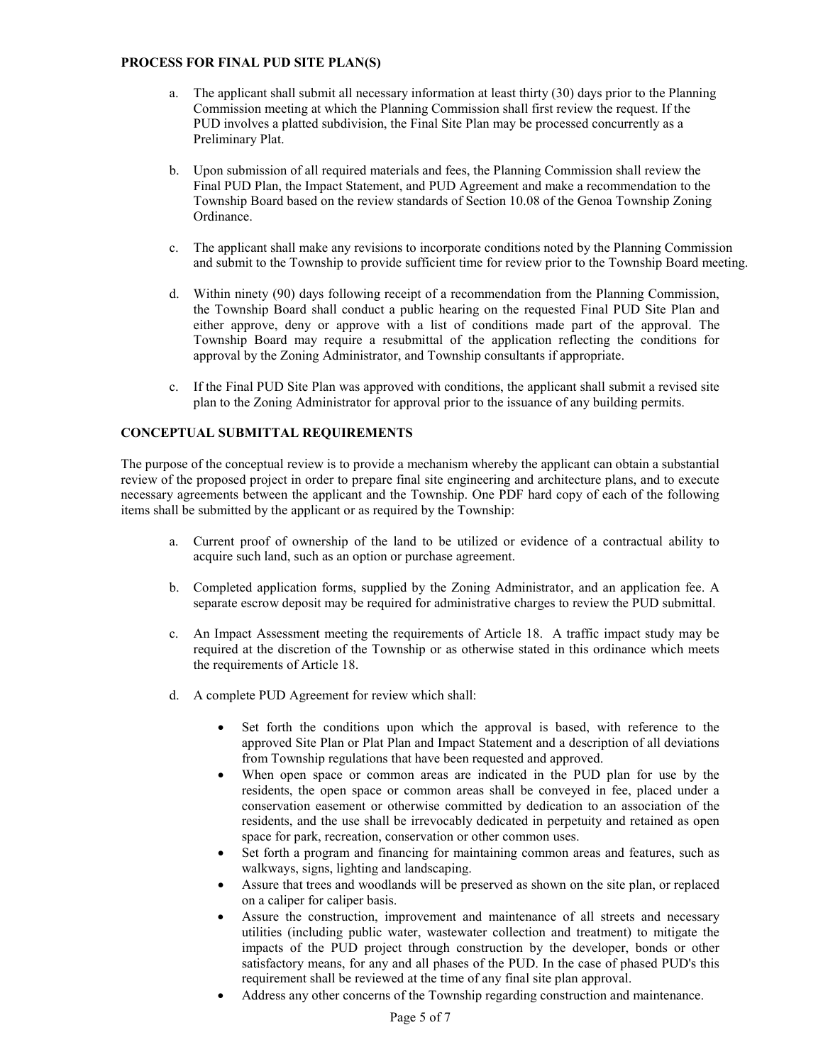**PROCESS FOR FINAL PUD SITE PLAN(S)**

a. The applicant shall submit all necessary information at least thirty (30) days prior to the Planning Commission meeting at which the Planning Commission shall first review the request. If the PUD involves a platted subdivision, the Final Site Plan may be processed concurrently as a Preliminary Plat.

b. Upon submission of all required materials and fees, the Planning Commission shall review the Final PUD Plan, the Impact Statement, and PUD Agreement and make a recommendation to the Township Board based on the review standards of Section 10.08 of the Genoa Township Zoning Ordinance.

c. The applicant shall make any revisions to incorporate conditions noted by the Planning Commission and submit to the Township to provide sufficient time for review prior to the Township Board meeting.

d. Within ninety (90) days following receipt of a recommendation from the Planning Commission, the Township Board shall conduct a public hearing on the requested Final PUD Site Plan and either approve, deny or approve with a list of conditions made part of the approval. The Township Board may require a resubmittal of the application reflecting the conditions for approval by the Zoning Administrator, and Township consultants if appropriate.

c. If the Final PUD Site Plan was approved with conditions, the applicant shall submit a revised site plan to the Zoning Administrator for approval prior to the issuance of any building permits.

**CONCEPTUAL SUBMITTAL REQUIREMENTS**

The purpose of the conceptual review is to provide a mechanism whereby the applicant can obtain a substantial review of the proposed project in order to prepare final site engineering and architecture plans, and to execute necessary agreements between the applicant and the Township. One PDF hard copy of each of the following items shall be submitted by the applicant or as required by the Township:

a. Current proof of ownership of the land to be utilized or evidence of a contractual ability to acquire such land, such as an option or purchase agreement.

b. Completed application forms, supplied by the Zoning Administrator, and an application fee. A separate escrow deposit may be required for administrative charges to review the PUD submittal.

c. An Impact Assessment meeting the requirements of Article 18. A traffic impact study may be required at the discretion of the Township or as otherwise stated in this ordinance which meets the requirements of Article 18.

d. A complete PUD Agreement for review which shall:

- Set forth the conditions upon which the approval is based, with reference to the approved Site Plan or Plat Plan and Impact Statement and a description of all deviations from Township regulations that have been requested and approved.
- When open space or common areas are indicated in the PUD plan for use by the residents, the open space or common areas shall be conveyed in fee, placed under a conservation easement or otherwise committed by dedication to an association of the residents, and the use shall be irrevocably dedicated in perpetuity and retained as open space for park, recreation, conservation or other common uses.
- Set forth a program and financing for maintaining common areas and features, such as walkways, signs, lighting and landscaping.
- Assure that trees and woodlands will be preserved as shown on the site plan, or replaced on a caliper for caliper basis.
- Assure the construction, improvement and maintenance of all streets and necessary utilities (including public water, wastewater collection and treatment) to mitigate the impacts of the PUD project through construction by the developer, bonds or other satisfactory means, for any and all phases of the PUD. In the case of phased PUD's this requirement shall be reviewed at the time of any final site plan approval.
- Address any other concerns of the Township regarding construction and maintenance.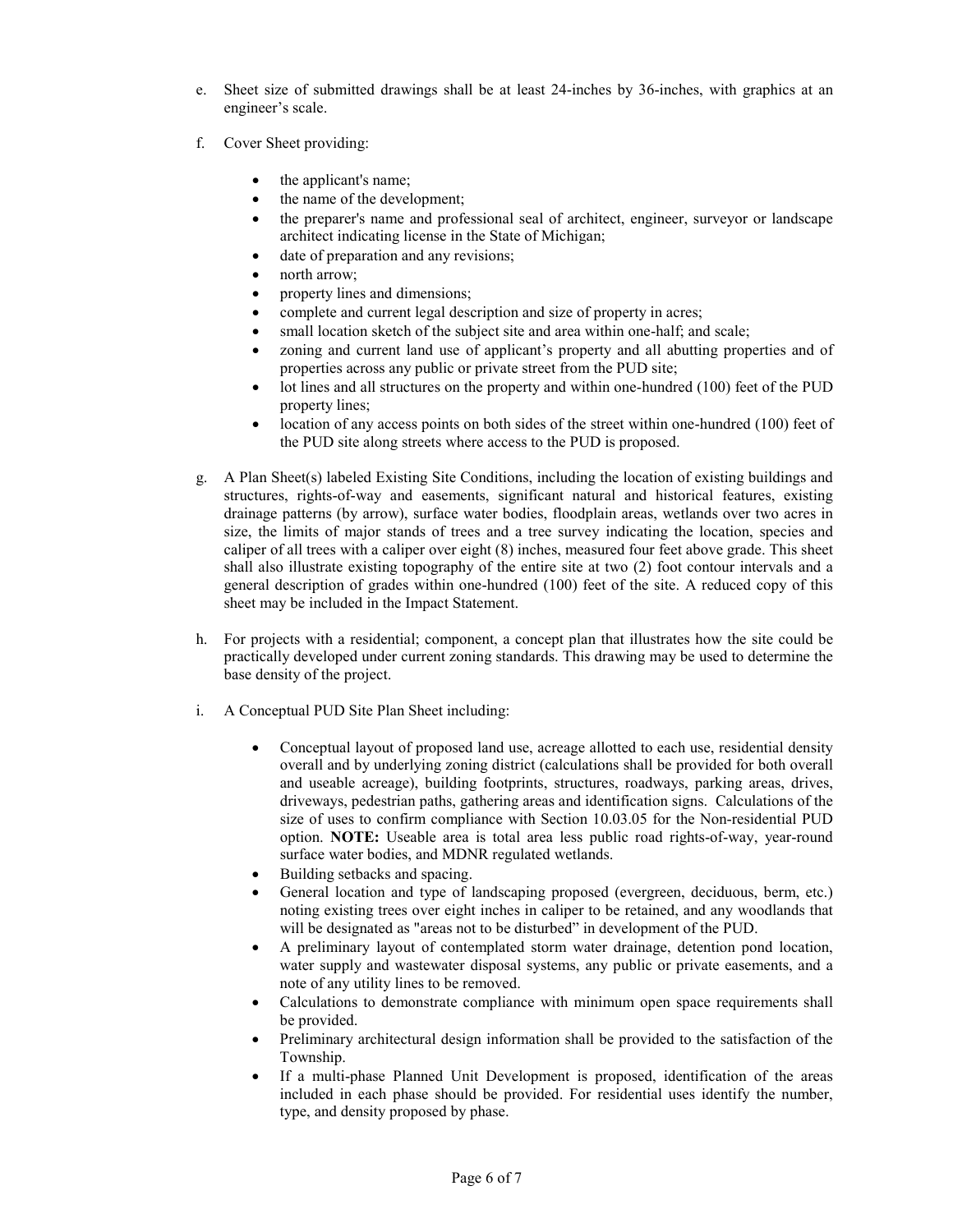e. Sheet size of submitted drawings shall be at least 24-inches by 36-inches, with graphics at an engineer's scale.

f. Cover Sheet providing:

   - the applicant's name;
   - the name of the development;
   - the preparer's name and professional seal of architect, engineer, surveyor or landscape architect indicating license in the State of Michigan;
   - date of preparation and any revisions;
   - north arrow;
   - property lines and dimensions;
   - complete and current legal description and size of property in acres;
   - small location sketch of the subject site and area within one-half; and scale;
   - zoning and current land use of applicant's property and all abutting properties and of properties across any public or private street from the PUD site;
   - lot lines and all structures on the property and within one-hundred (100) feet of the PUD property lines;
   - location of any access points on both sides of the street within one-hundred (100) feet of the PUD site along streets where access to the PUD is proposed.

g. A Plan Sheet(s) labeled Existing Site Conditions, including the location of existing buildings and structures, rights-of-way and easements, significant natural and historical features, existing drainage patterns (by arrow), surface water bodies, floodplain areas, wetlands over two acres in size, the limits of major stands of trees and a tree survey indicating the location, species and caliper of all trees with a caliper over eight (8) inches, measured four feet above grade. This sheet shall also illustrate existing topography of the entire site at two (2) foot contour intervals and a general description of grades within one-hundred (100) feet of the site. A reduced copy of this sheet may be included in the Impact Statement.

h. For projects with a residential; component, a concept plan that illustrates how the site could be practically developed under current zoning standards. This drawing may be used to determine the base density of the project.

i. A Conceptual PUD Site Plan Sheet including:

   - Conceptual layout of proposed land use, acreage allotted to each use, residential density overall and by underlying zoning district (calculations shall be provided for both overall and useable acreage), building footprints, structures, roadways, parking areas, drives, driveways, pedestrian paths, gathering areas and identification signs. Calculations of the size of uses to confirm compliance with Section 10.03.05 for the Non-residential PUD option. **NOTE:** Useable area is total area less public road rights-of-way, year-round surface water bodies, and MDNR regulated wetlands.
   - Building setbacks and spacing.
   - General location and type of landscaping proposed (evergreen, deciduous, berm, etc.) noting existing trees over eight inches in caliper to be retained, and any woodlands that will be designated as "areas not to be disturbed" in development of the PUD.
   - A preliminary layout of contemplated storm water drainage, detention pond location, water supply and wastewater disposal systems, any public or private easements, and a note of any utility lines to be removed.
   - Calculations to demonstrate compliance with minimum open space requirements shall be provided.
   - Preliminary architectural design information shall be provided to the satisfaction of the Township.
   - If a multi-phase Planned Unit Development is proposed, identification of the areas included in each phase should be provided. For residential uses identify the number, type, and density proposed by phase.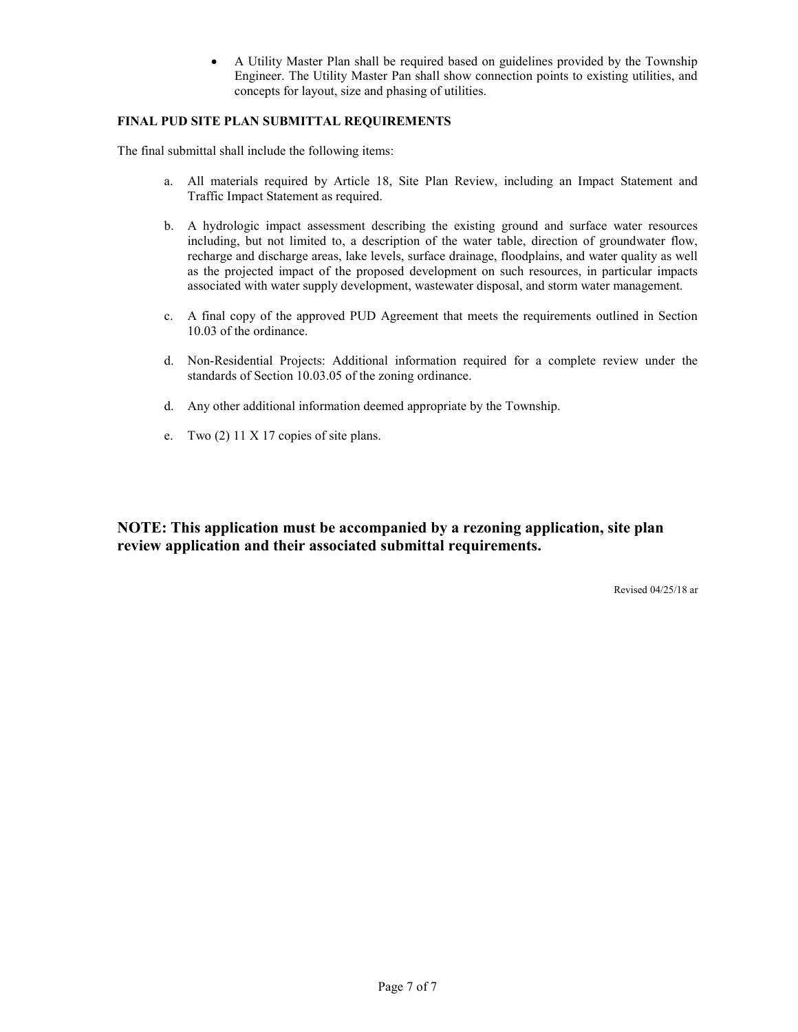- A Utility Master Plan shall be required based on guidelines provided by the Township Engineer. The Utility Master Pan shall show connection points to existing utilities, and concepts for layout, size and phasing of utilities.

**FINAL PUD SITE PLAN SUBMITTAL REQUIREMENTS**

The final submittal shall include the following items:

a. All materials required by Article 18, Site Plan Review, including an Impact Statement and Traffic Impact Statement as required.

b. A hydrologic impact assessment describing the existing ground and surface water resources including, but not limited to, a description of the water table, direction of groundwater flow, recharge and discharge areas, lake levels, surface drainage, floodplains, and water quality as well as the projected impact of the proposed development on such resources, in particular impacts associated with water supply development, wastewater disposal, and storm water management.

c. A final copy of the approved PUD Agreement that meets the requirements outlined in Section 10.03 of the ordinance.

d. Non-Residential Projects: Additional information required for a complete review under the standards of Section 10.03.05 of the zoning ordinance.

d. Any other additional information deemed appropriate by the Township.

e. Two (2) 11 X 17 copies of site plans.

**NOTE: This application must be accompanied by a rezoning application, site plan review application and their associated submittal requirements.**

Revised 04/25/18 ar